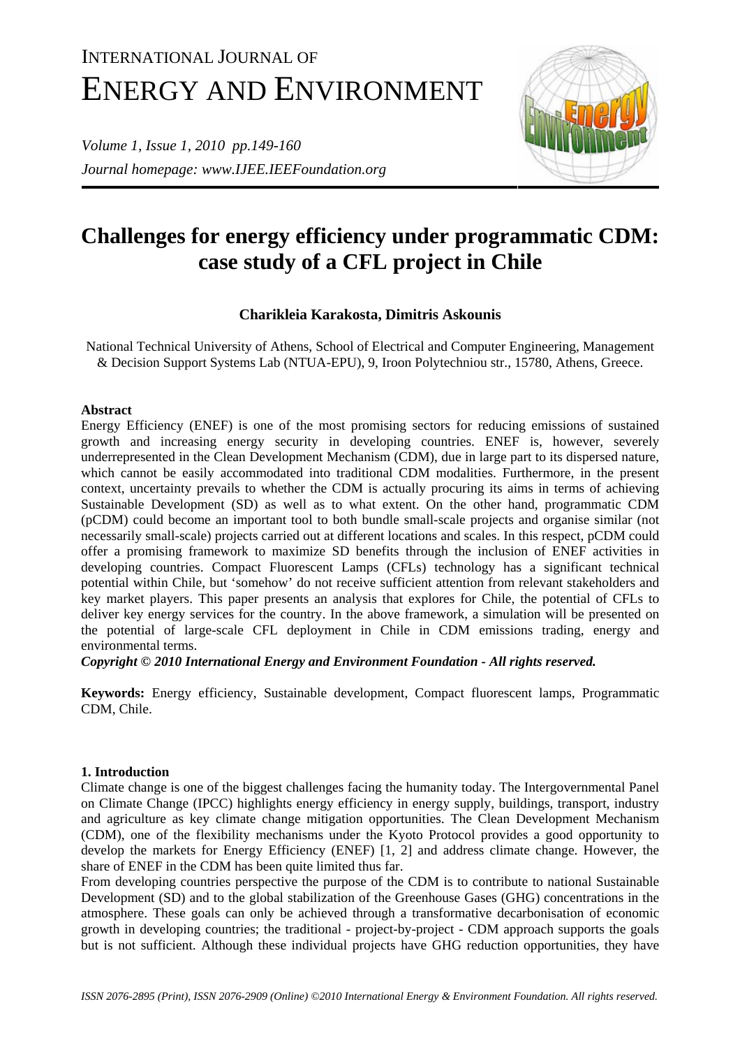# Challenges for energy efficiency under programmatic CDM: case study of a CFL project in Chile

**Charikleia Karakosta, Dimitris Askounis**

National Technical University of Athens, School of Electrical and Computer Engineering, Management & Decision Support Systems Lab (NTUA-EPU), 9, Iroon Polytechniou str., 15780, Athens, Greece.

## Abstract

Energy Efficiency (ENEF) is one of the most promising sectors for reducing emissions of sustained growth and increasing energy security in developing countries. ENEF is, however, severely underrepresented in the Clean Development Mechanism (CDM), due in large part to its dispersed nature, which cannot be easily accommodated into traditional CDM modalities. Furthermore, in the present context, uncertainty prevails to whether the CDM is actually procuring its aims in terms of achieving Sustainable Development (SD) as well as to what extent. On the other hand, programmatic CDM (pCDM) could become an important tool to both bundle small-scale projects and organise similar (not necessarily small-scale) projects carried out at different locations and scales. In this respect, pCDM could offer a promising framework to maximize SD benefits through the inclusion of ENEF activities in developing countries. Compact Fluorescent Lamps (CFLs) technology has a significant technical potential within Chile, but 'somehow' do not receive sufficient attention from relevant stakeholders and key market players. This paper presents an analysis that explores for Chile, the potential of CFLs to deliver key energy services for the country. In the above framework, a simulation will be presented on the potential of large-scale CFL deployment in Chile in CDM emissions trading, energy and environmental terms.

***Copyright © 2010 International Energy and Environment Foundation - All rights reserved.***

**Keywords:** Energy efficiency, Sustainable development, Compact fluorescent lamps, Programmatic CDM, Chile.

## 1. Introduction

Climate change is one of the biggest challenges facing the humanity today. The Intergovernmental Panel on Climate Change (IPCC) highlights energy efficiency in energy supply, buildings, transport, industry and agriculture as key climate change mitigation opportunities. The Clean Development Mechanism (CDM), one of the flexibility mechanisms under the Kyoto Protocol provides a good opportunity to develop the markets for Energy Efficiency (ENEF) [1, 2] and address climate change. However, the share of ENEF in the CDM has been quite limited thus far.

From developing countries perspective the purpose of the CDM is to contribute to national Sustainable Development (SD) and to the global stabilization of the Greenhouse Gases (GHG) concentrations in the atmosphere. These goals can only be achieved through a transformative decarbonisation of economic growth in developing countries; the traditional - project-by-project - CDM approach supports the goals but is not sufficient. Although these individual projects have GHG reduction opportunities, they have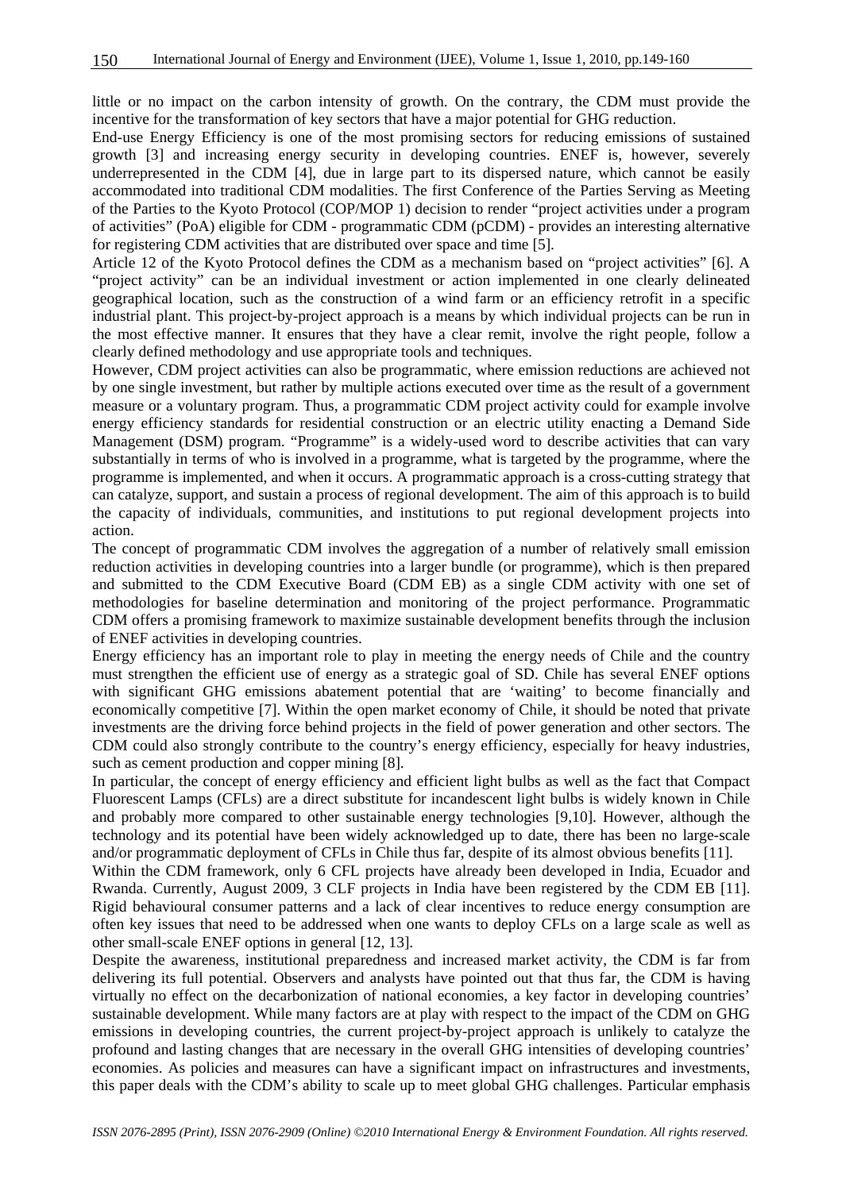little or no impact on the carbon intensity of growth. On the contrary, the CDM must provide the incentive for the transformation of key sectors that have a major potential for GHG reduction.

End-use Energy Efficiency is one of the most promising sectors for reducing emissions of sustained growth [3] and increasing energy security in developing countries. ENEF is, however, severely underrepresented in the CDM [4], due in large part to its dispersed nature, which cannot be easily accommodated into traditional CDM modalities. The first Conference of the Parties Serving as Meeting of the Parties to the Kyoto Protocol (COP/MOP 1) decision to render "project activities under a program of activities" (PoA) eligible for CDM - programmatic CDM (pCDM) - provides an interesting alternative for registering CDM activities that are distributed over space and time [5].

Article 12 of the Kyoto Protocol defines the CDM as a mechanism based on "project activities" [6]. A "project activity" can be an individual investment or action implemented in one clearly delineated geographical location, such as the construction of a wind farm or an efficiency retrofit in a specific industrial plant. This project-by-project approach is a means by which individual projects can be run in the most effective manner. It ensures that they have a clear remit, involve the right people, follow a clearly defined methodology and use appropriate tools and techniques.

However, CDM project activities can also be programmatic, where emission reductions are achieved not by one single investment, but rather by multiple actions executed over time as the result of a government measure or a voluntary program. Thus, a programmatic CDM project activity could for example involve energy efficiency standards for residential construction or an electric utility enacting a Demand Side Management (DSM) program. "Programme" is a widely-used word to describe activities that can vary substantially in terms of who is involved in a programme, what is targeted by the programme, where the programme is implemented, and when it occurs. A programmatic approach is a cross-cutting strategy that can catalyze, support, and sustain a process of regional development. The aim of this approach is to build the capacity of individuals, communities, and institutions to put regional development projects into action.

The concept of programmatic CDM involves the aggregation of a number of relatively small emission reduction activities in developing countries into a larger bundle (or programme), which is then prepared and submitted to the CDM Executive Board (CDM EB) as a single CDM activity with one set of methodologies for baseline determination and monitoring of the project performance. Programmatic CDM offers a promising framework to maximize sustainable development benefits through the inclusion of ENEF activities in developing countries.

Energy efficiency has an important role to play in meeting the energy needs of Chile and the country must strengthen the efficient use of energy as a strategic goal of SD. Chile has several ENEF options with significant GHG emissions abatement potential that are 'waiting' to become financially and economically competitive [7]. Within the open market economy of Chile, it should be noted that private investments are the driving force behind projects in the field of power generation and other sectors. The CDM could also strongly contribute to the country's energy efficiency, especially for heavy industries, such as cement production and copper mining [8].

In particular, the concept of energy efficiency and efficient light bulbs as well as the fact that Compact Fluorescent Lamps (CFLs) are a direct substitute for incandescent light bulbs is widely known in Chile and probably more compared to other sustainable energy technologies [9,10]. However, although the technology and its potential have been widely acknowledged up to date, there has been no large-scale and/or programmatic deployment of CFLs in Chile thus far, despite of its almost obvious benefits [11].

Within the CDM framework, only 6 CFL projects have already been developed in India, Ecuador and Rwanda. Currently, August 2009, 3 CLF projects in India have been registered by the CDM EB [11]. Rigid behavioural consumer patterns and a lack of clear incentives to reduce energy consumption are often key issues that need to be addressed when one wants to deploy CFLs on a large scale as well as other small-scale ENEF options in general [12, 13].

Despite the awareness, institutional preparedness and increased market activity, the CDM is far from delivering its full potential. Observers and analysts have pointed out that thus far, the CDM is having virtually no effect on the decarbonization of national economies, a key factor in developing countries' sustainable development. While many factors are at play with respect to the impact of the CDM on GHG emissions in developing countries, the current project-by-project approach is unlikely to catalyze the profound and lasting changes that are necessary in the overall GHG intensities of developing countries' economies. As policies and measures can have a significant impact on infrastructures and investments, this paper deals with the CDM's ability to scale up to meet global GHG challenges. Particular emphasis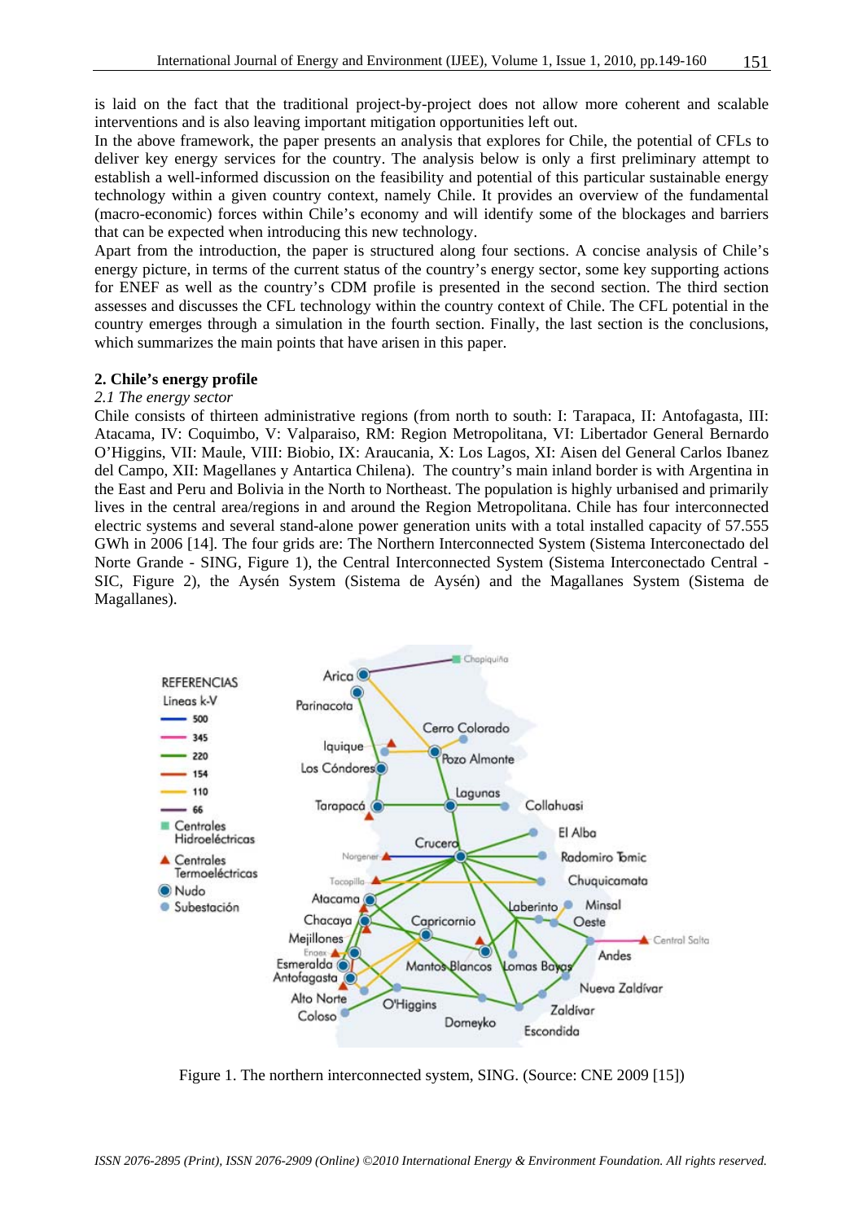is laid on the fact that the traditional project-by-project does not allow more coherent and scalable interventions and is also leaving important mitigation opportunities left out.

In the above framework, the paper presents an analysis that explores for Chile, the potential of CFLs to deliver key energy services for the country. The analysis below is only a first preliminary attempt to establish a well-informed discussion on the feasibility and potential of this particular sustainable energy technology within a given country context, namely Chile. It provides an overview of the fundamental (macro-economic) forces within Chile's economy and will identify some of the blockages and barriers that can be expected when introducing this new technology.

Apart from the introduction, the paper is structured along four sections. A concise analysis of Chile's energy picture, in terms of the current status of the country's energy sector, some key supporting actions for ENEF as well as the country's CDM profile is presented in the second section. The third section assesses and discusses the CFL technology within the country context of Chile. The CFL potential in the country emerges through a simulation in the fourth section. Finally, the last section is the conclusions, which summarizes the main points that have arisen in this paper.

## 2. Chile's energy profile

### *2.1 The energy sector*

Chile consists of thirteen administrative regions (from north to south: I: Tarapaca, II: Antofagasta, III: Atacama, IV: Coquimbo, V: Valparaiso, RM: Region Metropolitana, VI: Libertador General Bernardo O'Higgins, VII: Maule, VIII: Biobio, IX: Araucania, X: Los Lagos, XI: Aisen del General Carlos Ibanez del Campo, XII: Magellanes y Antartica Chilena). The country's main inland border is with Argentina in the East and Peru and Bolivia in the North to Northeast. The population is highly urbanised and primarily lives in the central area/regions in and around the Region Metropolitana. Chile has four interconnected electric systems and several stand-alone power generation units with a total installed capacity of 57.555 GWh in 2006 [14]. The four grids are: The Northern Interconnected System (Sistema Interconectado del Norte Grande - SING, Figure 1), the Central Interconnected System (Sistema Interconectado Central - SIC, Figure 2), the Aysén System (Sistema de Aysén) and the Magallanes System (Sistema de Magallanes).

Figure 1. The northern interconnected system, SING. (Source: CNE 2009 [15])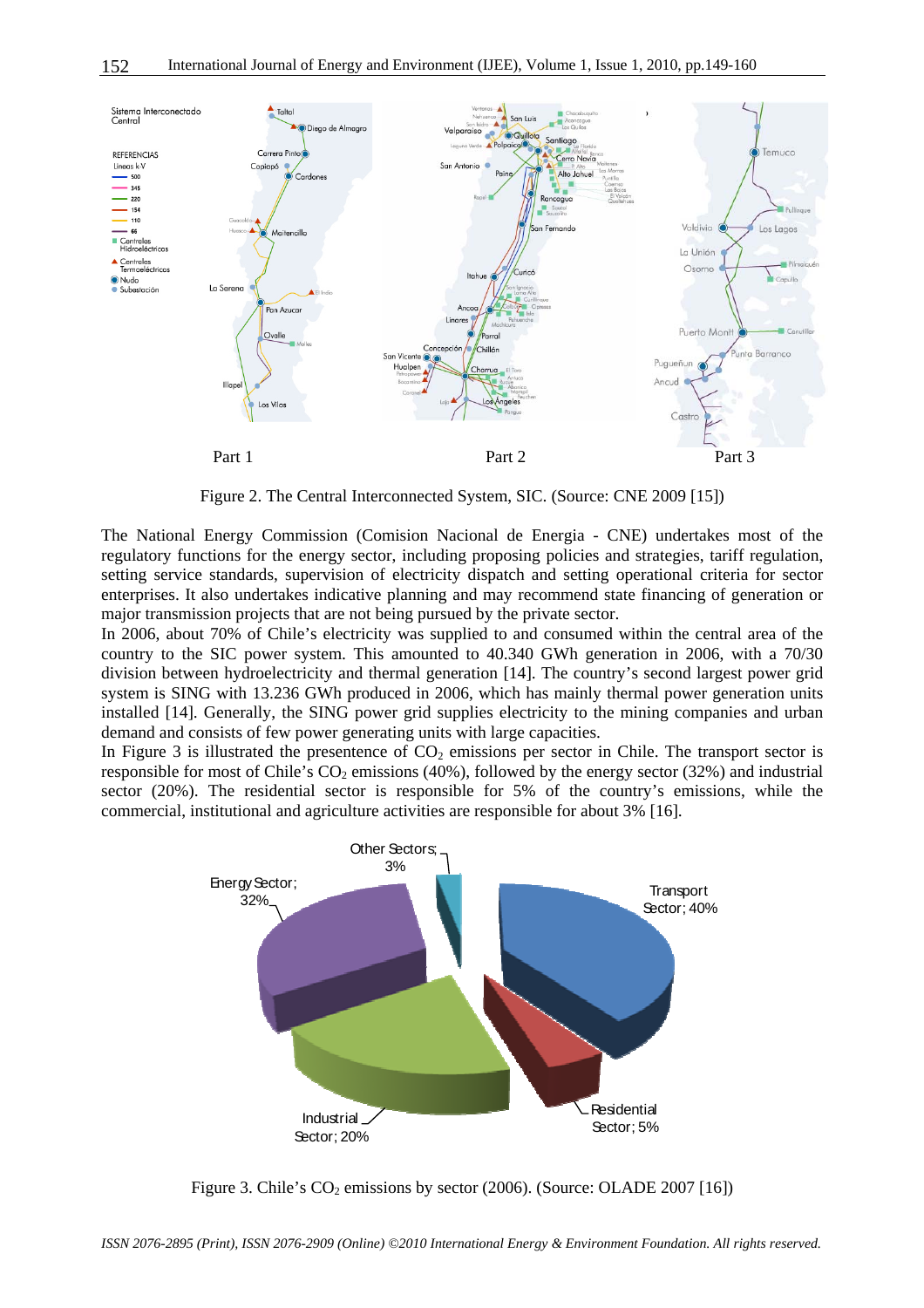Figure 2. The Central Interconnected System, SIC. (Source: CNE 2009 [15])

The National Energy Commission (Comision Nacional de Energia - CNE) undertakes most of the regulatory functions for the energy sector, including proposing policies and strategies, tariff regulation, setting service standards, supervision of electricity dispatch and setting operational criteria for sector enterprises. It also undertakes indicative planning and may recommend state financing of generation or major transmission projects that are not being pursued by the private sector.

In 2006, about 70% of Chile's electricity was supplied to and consumed within the central area of the country to the SIC power system. This amounted to 40.340 GWh generation in 2006, with a 70/30 division between hydroelectricity and thermal generation [14]. The country's second largest power grid system is SING with 13.236 GWh produced in 2006, which has mainly thermal power generation units installed [14]. Generally, the SING power grid supplies electricity to the mining companies and urban demand and consists of few power generating units with large capacities.

In Figure 3 is illustrated the presentence of $CO_2$ emissions per sector in Chile. The transport sector is responsible for most of Chile's $CO_2$ emissions (40%), followed by the energy sector (32%) and industrial sector (20%). The residential sector is responsible for 5% of the country's emissions, while the commercial, institutional and agriculture activities are responsible for about 3% [16].

Figure 3. Chile's $CO_2$ emissions by sector (2006). (Source: OLADE 2007 [16])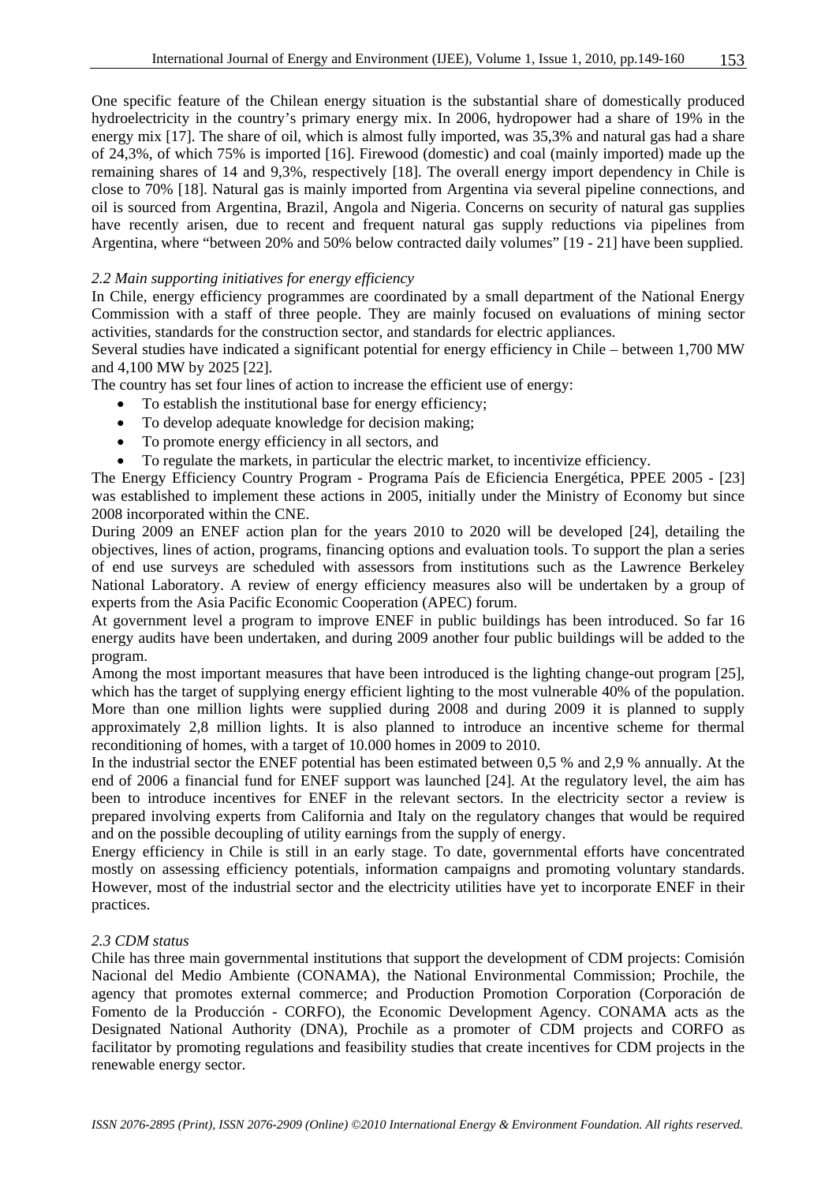One specific feature of the Chilean energy situation is the substantial share of domestically produced hydroelectricity in the country's primary energy mix. In 2006, hydropower had a share of 19% in the energy mix [17]. The share of oil, which is almost fully imported, was 35,3% and natural gas had a share of 24,3%, of which 75% is imported [16]. Firewood (domestic) and coal (mainly imported) made up the remaining shares of 14 and 9,3%, respectively [18]. The overall energy import dependency in Chile is close to 70% [18]. Natural gas is mainly imported from Argentina via several pipeline connections, and oil is sourced from Argentina, Brazil, Angola and Nigeria. Concerns on security of natural gas supplies have recently arisen, due to recent and frequent natural gas supply reductions via pipelines from Argentina, where "between 20% and 50% below contracted daily volumes" [19 - 21] have been supplied.

### *2.2 Main supporting initiatives for energy efficiency*

In Chile, energy efficiency programmes are coordinated by a small department of the National Energy Commission with a staff of three people. They are mainly focused on evaluations of mining sector activities, standards for the construction sector, and standards for electric appliances.

Several studies have indicated a significant potential for energy efficiency in Chile – between 1,700 MW and 4,100 MW by 2025 [22].

The country has set four lines of action to increase the efficient use of energy:

- To establish the institutional base for energy efficiency;
- To develop adequate knowledge for decision making;
- To promote energy efficiency in all sectors, and
- To regulate the markets, in particular the electric market, to incentivize efficiency.

The Energy Efficiency Country Program - Programa País de Eficiencia Energética, PPEE 2005 - [23] was established to implement these actions in 2005, initially under the Ministry of Economy but since 2008 incorporated within the CNE.

During 2009 an ENEF action plan for the years 2010 to 2020 will be developed [24], detailing the objectives, lines of action, programs, financing options and evaluation tools. To support the plan a series of end use surveys are scheduled with assessors from institutions such as the Lawrence Berkeley National Laboratory. A review of energy efficiency measures also will be undertaken by a group of experts from the Asia Pacific Economic Cooperation (APEC) forum.

At government level a program to improve ENEF in public buildings has been introduced. So far 16 energy audits have been undertaken, and during 2009 another four public buildings will be added to the program.

Among the most important measures that have been introduced is the lighting change-out program [25], which has the target of supplying energy efficient lighting to the most vulnerable 40% of the population. More than one million lights were supplied during 2008 and during 2009 it is planned to supply approximately 2,8 million lights. It is also planned to introduce an incentive scheme for thermal reconditioning of homes, with a target of 10.000 homes in 2009 to 2010.

In the industrial sector the ENEF potential has been estimated between 0,5 % and 2,9 % annually. At the end of 2006 a financial fund for ENEF support was launched [24]. At the regulatory level, the aim has been to introduce incentives for ENEF in the relevant sectors. In the electricity sector a review is prepared involving experts from California and Italy on the regulatory changes that would be required and on the possible decoupling of utility earnings from the supply of energy.

Energy efficiency in Chile is still in an early stage. To date, governmental efforts have concentrated mostly on assessing efficiency potentials, information campaigns and promoting voluntary standards. However, most of the industrial sector and the electricity utilities have yet to incorporate ENEF in their practices.

### *2.3 CDM status*

Chile has three main governmental institutions that support the development of CDM projects: Comisión Nacional del Medio Ambiente (CONAMA), the National Environmental Commission; Prochile, the agency that promotes external commerce; and Production Promotion Corporation (Corporación de Fomento de la Producción - CORFO), the Economic Development Agency. CONAMA acts as the Designated National Authority (DNA), Prochile as a promoter of CDM projects and CORFO as facilitator by promoting regulations and feasibility studies that create incentives for CDM projects in the renewable energy sector.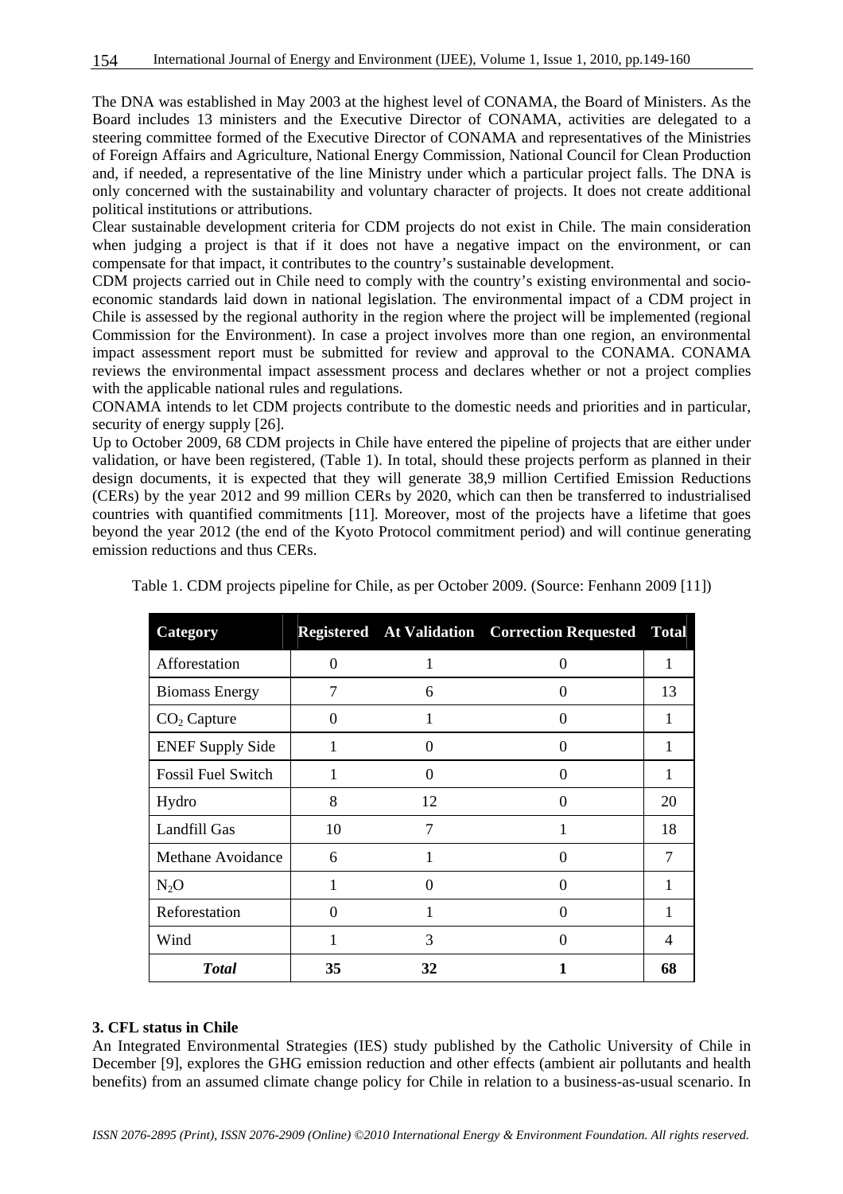The DNA was established in May 2003 at the highest level of CONAMA, the Board of Ministers. As the Board includes 13 ministers and the Executive Director of CONAMA, activities are delegated to a steering committee formed of the Executive Director of CONAMA and representatives of the Ministries of Foreign Affairs and Agriculture, National Energy Commission, National Council for Clean Production and, if needed, a representative of the line Ministry under which a particular project falls. The DNA is only concerned with the sustainability and voluntary character of projects. It does not create additional political institutions or attributions.

Clear sustainable development criteria for CDM projects do not exist in Chile. The main consideration when judging a project is that if it does not have a negative impact on the environment, or can compensate for that impact, it contributes to the country's sustainable development.

CDM projects carried out in Chile need to comply with the country's existing environmental and socio-economic standards laid down in national legislation. The environmental impact of a CDM project in Chile is assessed by the regional authority in the region where the project will be implemented (regional Commission for the Environment). In case a project involves more than one region, an environmental impact assessment report must be submitted for review and approval to the CONAMA. CONAMA reviews the environmental impact assessment process and declares whether or not a project complies with the applicable national rules and regulations.

CONAMA intends to let CDM projects contribute to the domestic needs and priorities and in particular, security of energy supply [26].

Up to October 2009, 68 CDM projects in Chile have entered the pipeline of projects that are either under validation, or have been registered, (Table 1). In total, should these projects perform as planned in their design documents, it is expected that they will generate 38,9 million Certified Emission Reductions (CERs) by the year 2012 and 99 million CERs by 2020, which can then be transferred to industrialised countries with quantified commitments [11]. Moreover, most of the projects have a lifetime that goes beyond the year 2012 (the end of the Kyoto Protocol commitment period) and will continue generating emission reductions and thus CERs.

Table 1. CDM projects pipeline for Chile, as per October 2009. (Source: Fenhann 2009 [11])

| Category | Registered | At Validation | Correction Requested | Total |
|---|---|---|---|---|
| Afforestation | 0 | 1 | 0 | 1 |
| Biomass Energy | 7 | 6 | 0 | 13 |
| $CO_2$ Capture | 0 | 1 | 0 | 1 |
| ENEF Supply Side | 1 | 0 | 0 | 1 |
| Fossil Fuel Switch | 1 | 0 | 0 | 1 |
| Hydro | 8 | 12 | 0 | 20 |
| Landfill Gas | 10 | 7 | 1 | 18 |
| Methane Avoidance | 6 | 1 | 0 | 7 |
| $N_2O$ | 1 | 0 | 0 | 1 |
| Reforestation | 0 | 1 | 0 | 1 |
| Wind | 1 | 3 | 0 | 4 |
| ***Total*** | **35** | **32** | **1** | **68** |

### 3. CFL status in Chile

An Integrated Environmental Strategies (IES) study published by the Catholic University of Chile in December [9], explores the GHG emission reduction and other effects (ambient air pollutants and health benefits) from an assumed climate change policy for Chile in relation to a business-as-usual scenario. In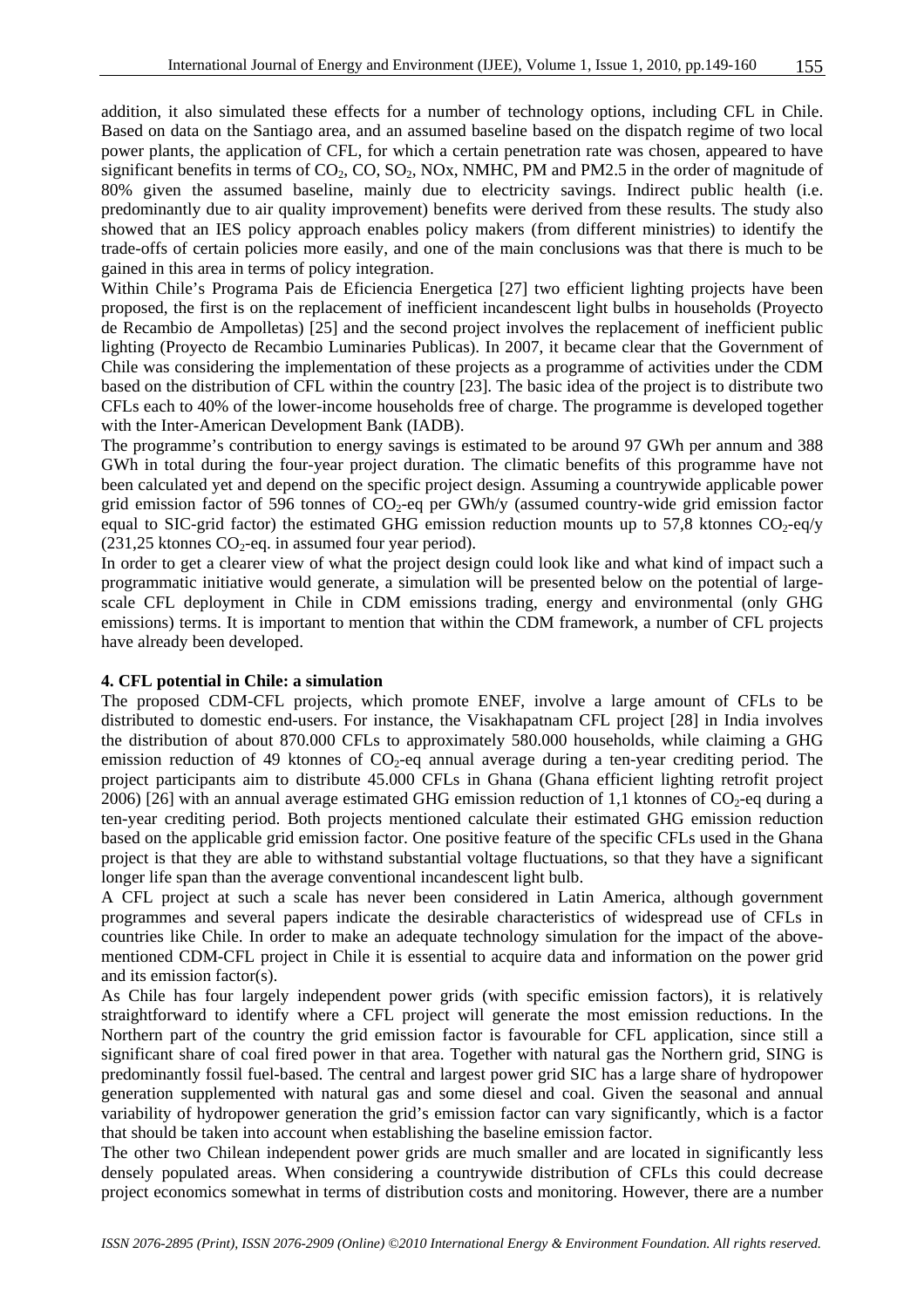addition, it also simulated these effects for a number of technology options, including CFL in Chile. Based on data on the Santiago area, and an assumed baseline based on the dispatch regime of two local power plants, the application of CFL, for which a certain penetration rate was chosen, appeared to have significant benefits in terms of $CO_2$, CO, $SO_2$, NOx, NMHC, PM and PM2.5 in the order of magnitude of 80% given the assumed baseline, mainly due to electricity savings. Indirect public health (i.e. predominantly due to air quality improvement) benefits were derived from these results. The study also showed that an IES policy approach enables policy makers (from different ministries) to identify the trade-offs of certain policies more easily, and one of the main conclusions was that there is much to be gained in this area in terms of policy integration.

Within Chile's Programa Pais de Eficiencia Energetica [27] two efficient lighting projects have been proposed, the first is on the replacement of inefficient incandescent light bulbs in households (Proyecto de Recambio de Ampolletas) [25] and the second project involves the replacement of inefficient public lighting (Proyecto de Recambio Luminaries Publicas). In 2007, it became clear that the Government of Chile was considering the implementation of these projects as a programme of activities under the CDM based on the distribution of CFL within the country [23]. The basic idea of the project is to distribute two CFLs each to 40% of the lower-income households free of charge. The programme is developed together with the Inter-American Development Bank (IADB).

The programme's contribution to energy savings is estimated to be around 97 GWh per annum and 388 GWh in total during the four-year project duration. The climatic benefits of this programme have not been calculated yet and depend on the specific project design. Assuming a countrywide applicable power grid emission factor of 596 tonnes of $CO_2$-eq per GWh/y (assumed country-wide grid emission factor equal to SIC-grid factor) the estimated GHG emission reduction mounts up to 57,8 ktonnes $CO_2$-eq/y (231,25 ktonnes $CO_2$-eq. in assumed four year period).

In order to get a clearer view of what the project design could look like and what kind of impact such a programmatic initiative would generate, a simulation will be presented below on the potential of large-scale CFL deployment in Chile in CDM emissions trading, energy and environmental (only GHG emissions) terms. It is important to mention that within the CDM framework, a number of CFL projects have already been developed.

### 4. CFL potential in Chile: a simulation

The proposed CDM-CFL projects, which promote ENEF, involve a large amount of CFLs to be distributed to domestic end-users. For instance, the Visakhapatnam CFL project [28] in India involves the distribution of about 870.000 CFLs to approximately 580.000 households, while claiming a GHG emission reduction of 49 ktonnes of $CO_2$-eq annual average during a ten-year crediting period. The project participants aim to distribute 45.000 CFLs in Ghana (Ghana efficient lighting retrofit project 2006) [26] with an annual average estimated GHG emission reduction of 1,1 ktonnes of $CO_2$-eq during a ten-year crediting period. Both projects mentioned calculate their estimated GHG emission reduction based on the applicable grid emission factor. One positive feature of the specific CFLs used in the Ghana project is that they are able to withstand substantial voltage fluctuations, so that they have a significant longer life span than the average conventional incandescent light bulb.

A CFL project at such a scale has never been considered in Latin America, although government programmes and several papers indicate the desirable characteristics of widespread use of CFLs in countries like Chile. In order to make an adequate technology simulation for the impact of the above-mentioned CDM-CFL project in Chile it is essential to acquire data and information on the power grid and its emission factor(s).

As Chile has four largely independent power grids (with specific emission factors), it is relatively straightforward to identify where a CFL project will generate the most emission reductions. In the Northern part of the country the grid emission factor is favourable for CFL application, since still a significant share of coal fired power in that area. Together with natural gas the Northern grid, SING is predominantly fossil fuel-based. The central and largest power grid SIC has a large share of hydropower generation supplemented with natural gas and some diesel and coal. Given the seasonal and annual variability of hydropower generation the grid's emission factor can vary significantly, which is a factor that should be taken into account when establishing the baseline emission factor.

The other two Chilean independent power grids are much smaller and are located in significantly less densely populated areas. When considering a countrywide distribution of CFLs this could decrease project economics somewhat in terms of distribution costs and monitoring. However, there are a number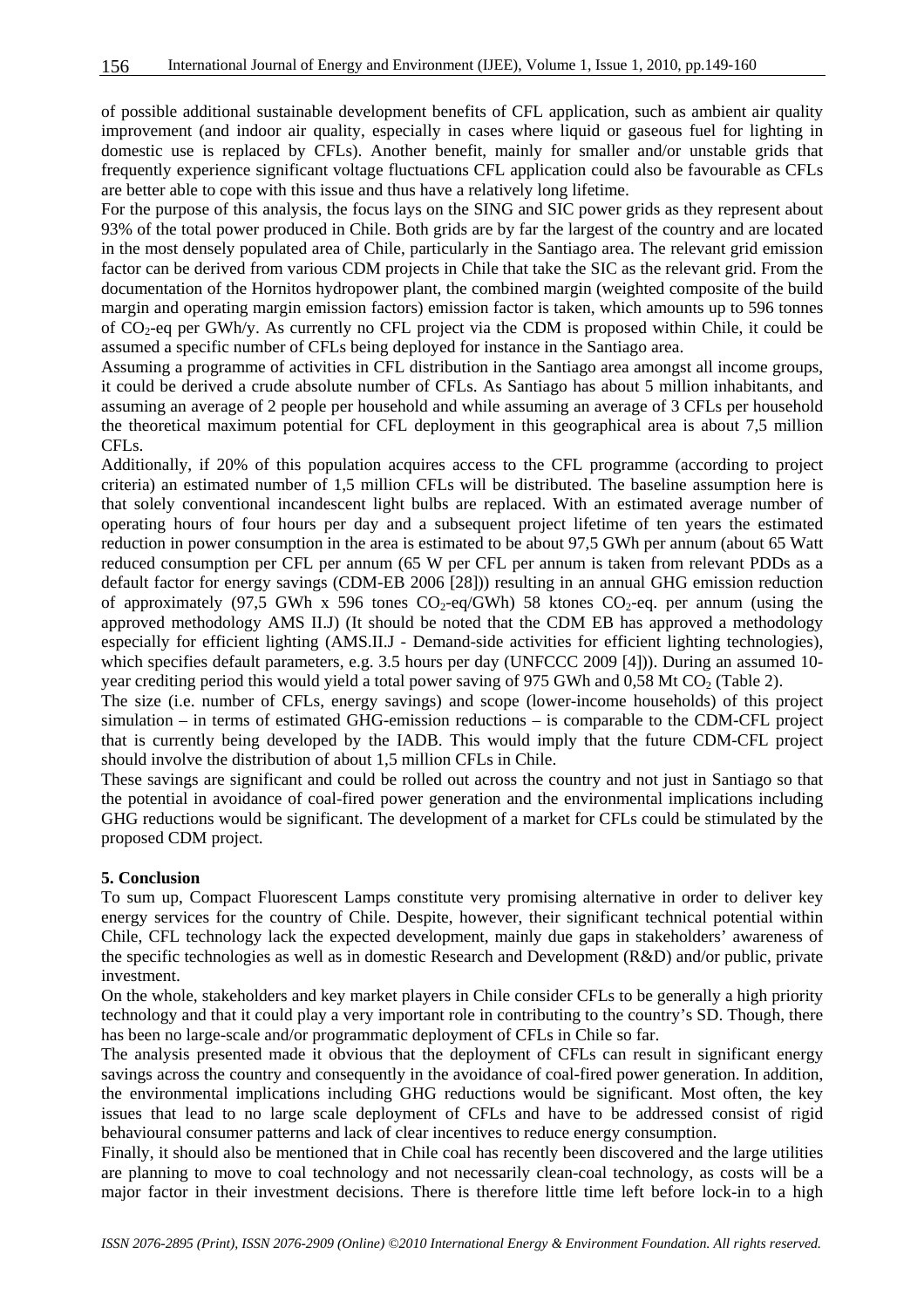of possible additional sustainable development benefits of CFL application, such as ambient air quality improvement (and indoor air quality, especially in cases where liquid or gaseous fuel for lighting in domestic use is replaced by CFLs). Another benefit, mainly for smaller and/or unstable grids that frequently experience significant voltage fluctuations CFL application could also be favourable as CFLs are better able to cope with this issue and thus have a relatively long lifetime.

For the purpose of this analysis, the focus lays on the SING and SIC power grids as they represent about 93% of the total power produced in Chile. Both grids are by far the largest of the country and are located in the most densely populated area of Chile, particularly in the Santiago area. The relevant grid emission factor can be derived from various CDM projects in Chile that take the SIC as the relevant grid. From the documentation of the Hornitos hydropower plant, the combined margin (weighted composite of the build margin and operating margin emission factors) emission factor is taken, which amounts up to 596 tonnes of $CO_2$-eq per GWh/y. As currently no CFL project via the CDM is proposed within Chile, it could be assumed a specific number of CFLs being deployed for instance in the Santiago area.

Assuming a programme of activities in CFL distribution in the Santiago area amongst all income groups, it could be derived a crude absolute number of CFLs. As Santiago has about 5 million inhabitants, and assuming an average of 2 people per household and while assuming an average of 3 CFLs per household the theoretical maximum potential for CFL deployment in this geographical area is about 7,5 million CFLs.

Additionally, if 20% of this population acquires access to the CFL programme (according to project criteria) an estimated number of 1,5 million CFLs will be distributed. The baseline assumption here is that solely conventional incandescent light bulbs are replaced. With an estimated average number of operating hours of four hours per day and a subsequent project lifetime of ten years the estimated reduction in power consumption in the area is estimated to be about 97,5 GWh per annum (about 65 Watt reduced consumption per CFL per annum (65 W per CFL per annum is taken from relevant PDDs as a default factor for energy savings (CDM-EB 2006 [28])) resulting in an annual GHG emission reduction of approximately (97,5 GWh x 596 tones $CO_2$-eq/GWh) 58 ktones $CO_2$-eq. per annum (using the approved methodology AMS II.J) (It should be noted that the CDM EB has approved a methodology especially for efficient lighting (AMS.II.J - Demand-side activities for efficient lighting technologies), which specifies default parameters, e.g. 3.5 hours per day (UNFCCC 2009 [4])). During an assumed 10-year crediting period this would yield a total power saving of 975 GWh and 0,58 Mt $CO_2$ (Table 2).

The size (i.e. number of CFLs, energy savings) and scope (lower-income households) of this project simulation – in terms of estimated GHG-emission reductions – is comparable to the CDM-CFL project that is currently being developed by the IADB. This would imply that the future CDM-CFL project should involve the distribution of about 1,5 million CFLs in Chile.

These savings are significant and could be rolled out across the country and not just in Santiago so that the potential in avoidance of coal-fired power generation and the environmental implications including GHG reductions would be significant. The development of a market for CFLs could be stimulated by the proposed CDM project.

## 5. Conclusion

To sum up, Compact Fluorescent Lamps constitute very promising alternative in order to deliver key energy services for the country of Chile. Despite, however, their significant technical potential within Chile, CFL technology lack the expected development, mainly due gaps in stakeholders' awareness of the specific technologies as well as in domestic Research and Development (R&D) and/or public, private investment.

On the whole, stakeholders and key market players in Chile consider CFLs to be generally a high priority technology and that it could play a very important role in contributing to the country's SD. Though, there has been no large-scale and/or programmatic deployment of CFLs in Chile so far.

The analysis presented made it obvious that the deployment of CFLs can result in significant energy savings across the country and consequently in the avoidance of coal-fired power generation. In addition, the environmental implications including GHG reductions would be significant. Most often, the key issues that lead to no large scale deployment of CFLs and have to be addressed consist of rigid behavioural consumer patterns and lack of clear incentives to reduce energy consumption.

Finally, it should also be mentioned that in Chile coal has recently been discovered and the large utilities are planning to move to coal technology and not necessarily clean-coal technology, as costs will be a major factor in their investment decisions. There is therefore little time left before lock-in to a high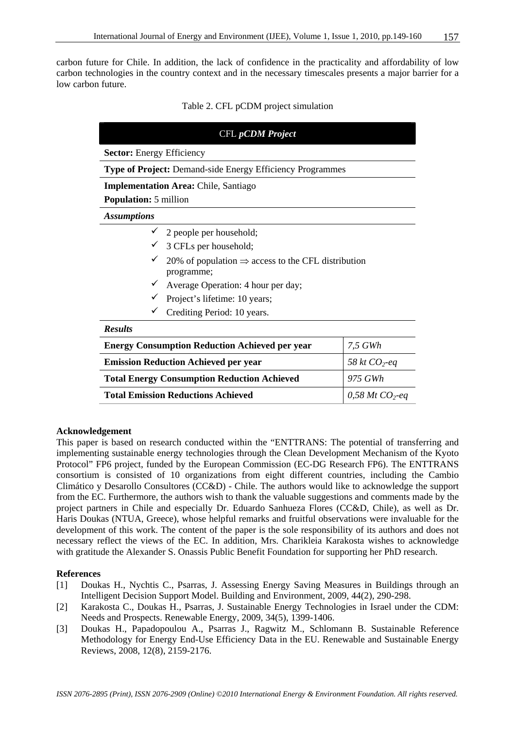carbon future for Chile. In addition, the lack of confidence in the practicality and affordability of low carbon technologies in the country context and in the necessary timescales presents a major barrier for a low carbon future.

Table 2. CFL pCDM project simulation

| CFL ***pCDM Project*** | |
|---|---|
| **Sector:** Energy Efficiency | |
| **Type of Project:** Demand-side Energy Efficiency Programmes | |
| **Implementation Area:** Chile, Santiago<br>**Population:** 5 million | |
| ***Assumptions*** | |
| ✓ 2 people per household;<br>✓ 3 CFLs per household;<br>✓ 20% of population ⇒ access to the CFL distribution programme;<br>✓ Average Operation: 4 hour per day;<br>✓ Project's lifetime: 10 years;<br>✓ Crediting Period: 10 years. | |
| ***Results*** | |
| **Energy Consumption Reduction Achieved per year** | *7,5 GWh* |
| **Emission Reduction Achieved per year** | *58 kt $CO_2$-eq* |
| **Total Energy Consumption Reduction Achieved** | *975 GWh* |
| **Total Emission Reductions Achieved** | *0,58 Mt $CO_2$-eq* |

**Acknowledgement**

This paper is based on research conducted within the "ENTTRANS: The potential of transferring and implementing sustainable energy technologies through the Clean Development Mechanism of the Kyoto Protocol" FP6 project, funded by the European Commission (EC-DG Research FP6). The ENTTRANS consortium is consisted of 10 organizations from eight different countries, including the Cambio Climático y Desarollo Consultores (CC&D) - Chile. The authors would like to acknowledge the support from the EC. Furthermore, the authors wish to thank the valuable suggestions and comments made by the project partners in Chile and especially Dr. Eduardo Sanhueza Flores (CC&D, Chile), as well as Dr. Haris Doukas (NTUA, Greece), whose helpful remarks and fruitful observations were invaluable for the development of this work. The content of the paper is the sole responsibility of its authors and does not necessary reflect the views of the EC. In addition, Mrs. Charikleia Karakosta wishes to acknowledge with gratitude the Alexander S. Onassis Public Benefit Foundation for supporting her PhD research.

**References**

[1] Doukas H., Nychtis C., Psarras, J. Assessing Energy Saving Measures in Buildings through an Intelligent Decision Support Model. Building and Environment, 2009, 44(2), 290-298.

[2] Karakosta C., Doukas H., Psarras, J. Sustainable Energy Technologies in Israel under the CDM: Needs and Prospects. Renewable Energy, 2009, 34(5), 1399-1406.

[3] Doukas H., Papadopoulou A., Psarras J., Ragwitz M., Schlomann B. Sustainable Reference Methodology for Energy End-Use Efficiency Data in the EU. Renewable and Sustainable Energy Reviews, 2008, 12(8), 2159-2176.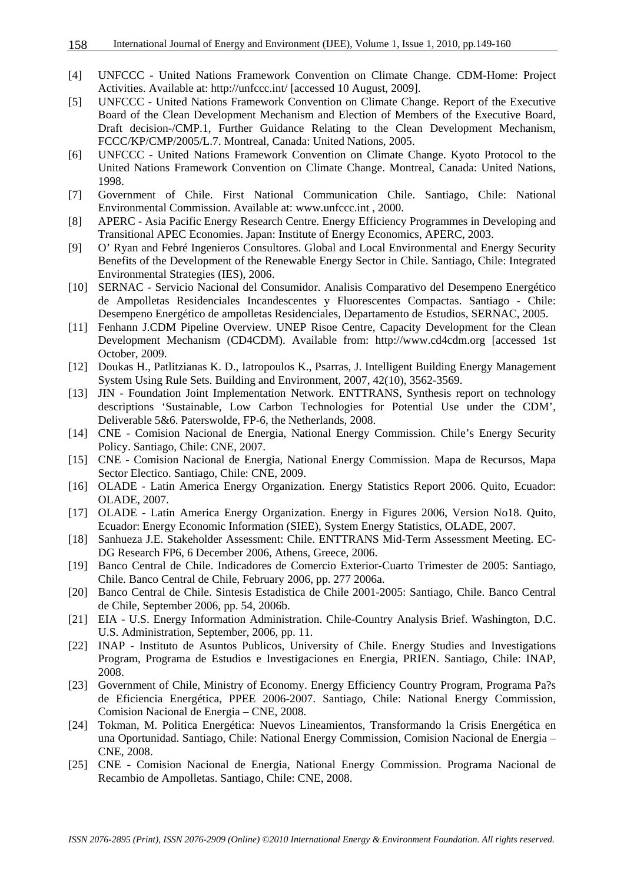[4] UNFCCC - United Nations Framework Convention on Climate Change. CDM-Home: Project Activities. Available at: http://unfccc.int/ [accessed 10 August, 2009].

[5] UNFCCC - United Nations Framework Convention on Climate Change. Report of the Executive Board of the Clean Development Mechanism and Election of Members of the Executive Board, Draft decision-/CMP.1, Further Guidance Relating to the Clean Development Mechanism, FCCC/KP/CMP/2005/L.7. Montreal, Canada: United Nations, 2005.

[6] UNFCCC - United Nations Framework Convention on Climate Change. Kyoto Protocol to the United Nations Framework Convention on Climate Change. Montreal, Canada: United Nations, 1998.

[7] Government of Chile. First National Communication Chile. Santiago, Chile: National Environmental Commission. Available at: www.unfccc.int , 2000.

[8] APERC - Asia Pacific Energy Research Centre. Energy Efficiency Programmes in Developing and Transitional APEC Economies. Japan: Institute of Energy Economics, APERC, 2003.

[9] O' Ryan and Febré Ingenieros Consultores. Global and Local Environmental and Energy Security Benefits of the Development of the Renewable Energy Sector in Chile. Santiago, Chile: Integrated Environmental Strategies (IES), 2006.

[10] SERNAC - Servicio Nacional del Consumidor. Analisis Comparativo del Desempeno Energético de Ampolletas Residenciales Incandescentes y Fluorescentes Compactas. Santiago - Chile: Desempeno Energético de ampolletas Residenciales, Departamento de Estudios, SERNAC, 2005.

[11] Fenhann J.CDM Pipeline Overview. UNEP Risoe Centre, Capacity Development for the Clean Development Mechanism (CD4CDM). Available from: http://www.cd4cdm.org [accessed 1st October, 2009.

[12] Doukas H., Patlitzianas K. D., Iatropoulos K., Psarras, J. Intelligent Building Energy Management System Using Rule Sets. Building and Environment, 2007, 42(10), 3562-3569.

[13] JIN - Foundation Joint Implementation Network. ENTTRANS, Synthesis report on technology descriptions 'Sustainable, Low Carbon Technologies for Potential Use under the CDM', Deliverable 5&6. Paterswolde, FP-6, the Netherlands, 2008.

[14] CNE - Comision Nacional de Energia, National Energy Commission. Chile's Energy Security Policy. Santiago, Chile: CNE, 2007.

[15] CNE - Comision Nacional de Energia, National Energy Commission. Mapa de Recursos, Mapa Sector Electico. Santiago, Chile: CNE, 2009.

[16] OLADE - Latin America Energy Organization. Energy Statistics Report 2006. Quito, Ecuador: OLADE, 2007.

[17] OLADE - Latin America Energy Organization. Energy in Figures 2006, Version No18. Quito, Ecuador: Energy Economic Information (SIEE), System Energy Statistics, OLADE, 2007.

[18] Sanhueza J.E. Stakeholder Assessment: Chile. ENTTRANS Mid-Term Assessment Meeting. EC-DG Research FP6, 6 December 2006, Athens, Greece, 2006.

[19] Banco Central de Chile. Indicadores de Comercio Exterior-Cuarto Trimester de 2005: Santiago, Chile. Banco Central de Chile, February 2006, pp. 277 2006a.

[20] Banco Central de Chile. Sintesis Estadistica de Chile 2001-2005: Santiago, Chile. Banco Central de Chile, September 2006, pp. 54, 2006b.

[21] EIA - U.S. Energy Information Administration. Chile-Country Analysis Brief. Washington, D.C. U.S. Administration, September, 2006, pp. 11.

[22] INAP - Instituto de Asuntos Publicos, University of Chile. Energy Studies and Investigations Program, Programa de Estudios e Investigaciones en Energia, PRIEN. Santiago, Chile: INAP, 2008.

[23] Government of Chile, Ministry of Economy. Energy Efficiency Country Program, Programa Pa?s de Eficiencia Energética, PPEE 2006-2007. Santiago, Chile: National Energy Commission, Comision Nacional de Energia – CNE, 2008.

[24] Tokman, M. Politica Energética: Nuevos Lineamientos, Transformando la Crisis Energética en una Oportunidad. Santiago, Chile: National Energy Commission, Comision Nacional de Energia – CNE, 2008.

[25] CNE - Comision Nacional de Energia, National Energy Commission. Programa Nacional de Recambio de Ampolletas. Santiago, Chile: CNE, 2008.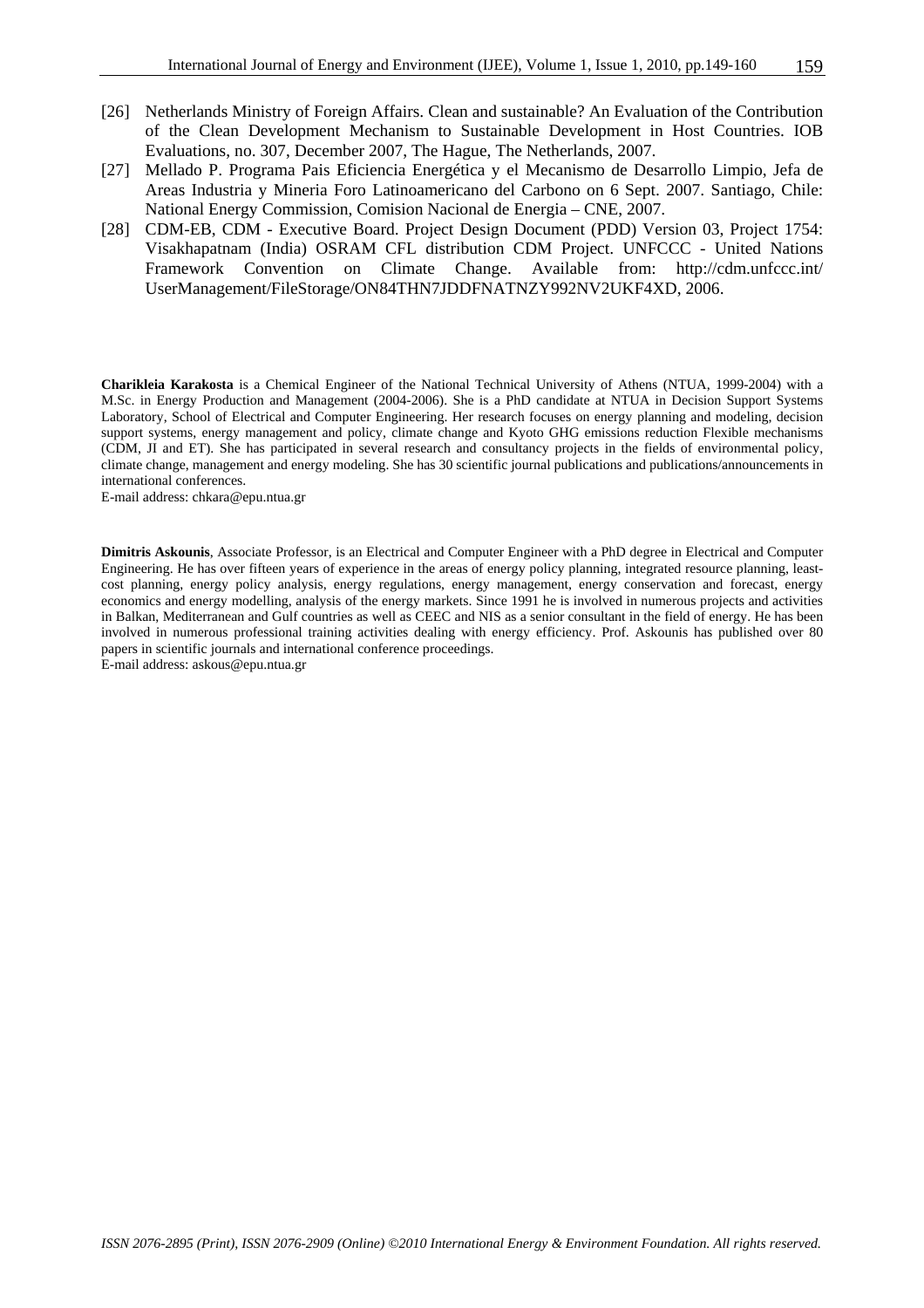[26] Netherlands Ministry of Foreign Affairs. Clean and sustainable? An Evaluation of the Contribution of the Clean Development Mechanism to Sustainable Development in Host Countries. IOB Evaluations, no. 307, December 2007, The Hague, The Netherlands, 2007.

[27] Mellado P. Programa Pais Eficiencia Energética y el Mecanismo de Desarrollo Limpio, Jefa de Areas Industria y Mineria Foro Latinoamericano del Carbono on 6 Sept. 2007. Santiago, Chile: National Energy Commission, Comision Nacional de Energia – CNE, 2007.

[28] CDM-EB, CDM - Executive Board. Project Design Document (PDD) Version 03, Project 1754: Visakhapatnam (India) OSRAM CFL distribution CDM Project. UNFCCC - United Nations Framework Convention on Climate Change. Available from: http://cdm.unfccc.int/UserManagement/FileStorage/ON84THN7JDDFNATNZY992NV2UKF4XD, 2006.

**Charikleia Karakosta** is a Chemical Engineer of the National Technical University of Athens (NTUA, 1999-2004) with a M.Sc. in Energy Production and Management (2004-2006). She is a PhD candidate at NTUA in Decision Support Systems Laboratory, School of Electrical and Computer Engineering. Her research focuses on energy planning and modeling, decision support systems, energy management and policy, climate change and Kyoto GHG emissions reduction Flexible mechanisms (CDM, JI and ET). She has participated in several research and consultancy projects in the fields of environmental policy, climate change, management and energy modeling. She has 30 scientific journal publications and publications/announcements in international conferences.
E-mail address: chkara@epu.ntua.gr

**Dimitris Askounis**, Associate Professor, is an Electrical and Computer Engineer with a PhD degree in Electrical and Computer Engineering. He has over fifteen years of experience in the areas of energy policy planning, integrated resource planning, least-cost planning, energy policy analysis, energy regulations, energy management, energy conservation and forecast, energy economics and energy modelling, analysis of the energy markets. Since 1991 he is involved in numerous projects and activities in Balkan, Mediterranean and Gulf countries as well as CEEC and NIS as a senior consultant in the field of energy. He has been involved in numerous professional training activities dealing with energy efficiency. Prof. Askounis has published over 80 papers in scientific journals and international conference proceedings.
E-mail address: askous@epu.ntua.gr